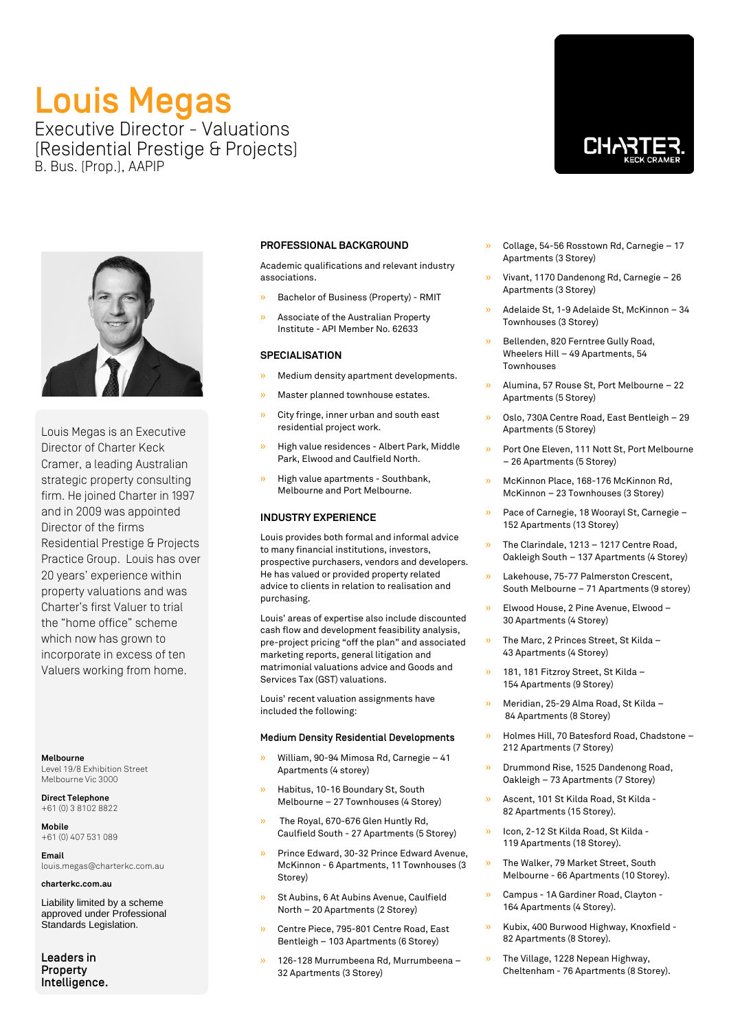# Louis Megas

Executive Director - Valuations
(Residential Prestige & Projects)
B. Bus. (Prop.), AAPIP

CHARTER. KECK CRAMER

Louis Megas is an Executive Director of Charter Keck Cramer, a leading Australian strategic property consulting firm. He joined Charter in 1997 and in 2009 was appointed Director of the firms Residential Prestige & Projects Practice Group. Louis has over 20 years' experience within property valuations and was Charter's first Valuer to trial the "home office" scheme which now has grown to incorporate in excess of ten Valuers working from home.

**Melbourne**
Level 19/8 Exhibition Street
Melbourne Vic 3000

**Direct Telephone**
+61 (0) 3 8102 8822

**Mobile**
+61 (0) 407 531 089

**Email**
louis.megas@charterkc.com.au

**charterkc.com.au**

Liability limited by a scheme approved under Professional Standards Legislation.

**Leaders in Property Intelligence.**

## PROFESSIONAL BACKGROUND

Academic qualifications and relevant industry associations.

- Bachelor of Business (Property) - RMIT
- Associate of the Australian Property Institute - API Member No. 62633

## SPECIALISATION

- Medium density apartment developments.
- Master planned townhouse estates.
- City fringe, inner urban and south east residential project work.
- High value residences - Albert Park, Middle Park, Elwood and Caulfield North.
- High value apartments - Southbank, Melbourne and Port Melbourne.

## INDUSTRY EXPERIENCE

Louis provides both formal and informal advice to many financial institutions, investors, prospective purchasers, vendors and developers. He has valued or provided property related advice to clients in relation to realisation and purchasing.

Louis' areas of expertise also include discounted cash flow and development feasibility analysis, pre-project pricing "off the plan" and associated marketing reports, general litigation and matrimonial valuations advice and Goods and Services Tax (GST) valuations.

Louis' recent valuation assignments have included the following:

### Medium Density Residential Developments

- William, 90-94 Mimosa Rd, Carnegie – 41 Apartments (4 storey)
- Habitus, 10-16 Boundary St, South Melbourne – 27 Townhouses (4 Storey)
- The Royal, 670-676 Glen Huntly Rd, Caulfield South - 27 Apartments (5 Storey)
- Prince Edward, 30-32 Prince Edward Avenue, McKinnon - 6 Apartments, 11 Townhouses (3 Storey)
- St Aubins, 6 At Aubins Avenue, Caulfield North – 20 Apartments (2 Storey)
- Centre Piece, 795-801 Centre Road, East Bentleigh – 103 Apartments (6 Storey)
- 126-128 Murrumbeena Rd, Murrumbeena – 32 Apartments (3 Storey)
- Collage, 54-56 Rosstown Rd, Carnegie – 17 Apartments (3 Storey)
- Vivant, 1170 Dandenong Rd, Carnegie – 26 Apartments (3 Storey)
- Adelaide St, 1-9 Adelaide St, McKinnon – 34 Townhouses (3 Storey)
- Bellenden, 820 Ferntree Gully Road, Wheelers Hill – 49 Apartments, 54 Townhouses
- Alumina, 57 Rouse St, Port Melbourne – 22 Apartments (5 Storey)
- Oslo, 730A Centre Road, East Bentleigh – 29 Apartments (5 Storey)
- Port One Eleven, 111 Nott St, Port Melbourne – 26 Apartments (5 Storey)
- McKinnon Place, 168-176 McKinnon Rd, McKinnon – 23 Townhouses (3 Storey)
- Pace of Carnegie, 18 Woorayl St, Carnegie – 152 Apartments (13 Storey)
- The Clarindale, 1213 – 1217 Centre Road, Oakleigh South – 137 Apartments (4 Storey)
- Lakehouse, 75-77 Palmerston Crescent, South Melbourne – 71 Apartments (9 storey)
- Elwood House, 2 Pine Avenue, Elwood – 30 Apartments (4 Storey)
- The Marc, 2 Princes Street, St Kilda – 43 Apartments (4 Storey)
- 181, 181 Fitzroy Street, St Kilda – 154 Apartments (9 Storey)
- Meridian, 25-29 Alma Road, St Kilda – 84 Apartments (8 Storey)
- Holmes Hill, 70 Batesford Road, Chadstone – 212 Apartments (7 Storey)
- Drummond Rise, 1525 Dandenong Road, Oakleigh – 73 Apartments (7 Storey)
- Ascent, 101 St Kilda Road, St Kilda - 82 Apartments (15 Storey).
- Icon, 2-12 St Kilda Road, St Kilda - 119 Apartments (18 Storey).
- The Walker, 79 Market Street, South Melbourne - 66 Apartments (10 Storey).
- Campus - 1A Gardiner Road, Clayton - 164 Apartments (4 Storey).
- Kubix, 400 Burwood Highway, Knoxfield - 82 Apartments (8 Storey).
- The Village, 1228 Nepean Highway, Cheltenham - 76 Apartments (8 Storey).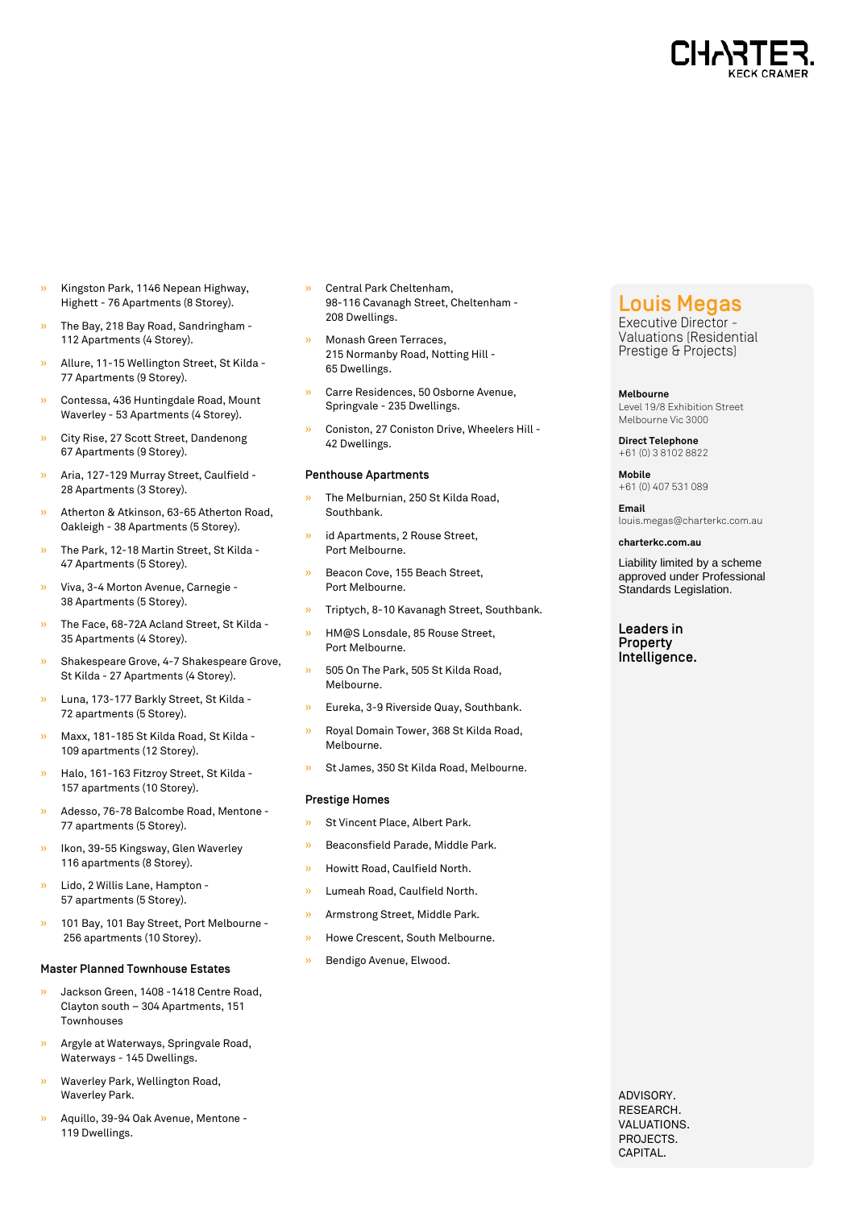- Kingston Park, 1146 Nepean Highway, Highett - 76 Apartments (8 Storey).
- The Bay, 218 Bay Road, Sandringham - 112 Apartments (4 Storey).
- Allure, 11-15 Wellington Street, St Kilda - 77 Apartments (9 Storey).
- Contessa, 436 Huntingdale Road, Mount Waverley - 53 Apartments (4 Storey).
- City Rise, 27 Scott Street, Dandenong 67 Apartments (9 Storey).
- Aria, 127-129 Murray Street, Caulfield - 28 Apartments (3 Storey).
- Atherton & Atkinson, 63-65 Atherton Road, Oakleigh - 38 Apartments (5 Storey).
- The Park, 12-18 Martin Street, St Kilda - 47 Apartments (5 Storey).
- Viva, 3-4 Morton Avenue, Carnegie - 38 Apartments (5 Storey).
- The Face, 68-72A Acland Street, St Kilda - 35 Apartments (4 Storey).
- Shakespeare Grove, 4-7 Shakespeare Grove, St Kilda - 27 Apartments (4 Storey).
- Luna, 173-177 Barkly Street, St Kilda - 72 apartments (5 Storey).
- Maxx, 181-185 St Kilda Road, St Kilda - 109 apartments (12 Storey).
- Halo, 161-163 Fitzroy Street, St Kilda - 157 apartments (10 Storey).
- Adesso, 76-78 Balcombe Road, Mentone - 77 apartments (5 Storey).
- Ikon, 39-55 Kingsway, Glen Waverley 116 apartments (8 Storey).
- Lido, 2 Willis Lane, Hampton - 57 apartments (5 Storey).
- 101 Bay, 101 Bay Street, Port Melbourne - 256 apartments (10 Storey).

### Master Planned Townhouse Estates

- Jackson Green, 1408 -1418 Centre Road, Clayton south – 304 Apartments, 151 Townhouses
- Argyle at Waterways, Springvale Road, Waterways - 145 Dwellings.
- Waverley Park, Wellington Road, Waverley Park.
- Aquillo, 39-94 Oak Avenue, Mentone - 119 Dwellings.
- Central Park Cheltenham, 98-116 Cavanagh Street, Cheltenham - 208 Dwellings.
- Monash Green Terraces, 215 Normanby Road, Notting Hill - 65 Dwellings.
- Carre Residences, 50 Osborne Avenue, Springvale - 235 Dwellings.
- Coniston, 27 Coniston Drive, Wheelers Hill - 42 Dwellings.

### Penthouse Apartments

- The Melburnian, 250 St Kilda Road, Southbank.
- id Apartments, 2 Rouse Street, Port Melbourne.
- Beacon Cove, 155 Beach Street, Port Melbourne.
- Triptych, 8-10 Kavanagh Street, Southbank.
- HM@S Lonsdale, 85 Rouse Street, Port Melbourne.
- 505 On The Park, 505 St Kilda Road, Melbourne.
- Eureka, 3-9 Riverside Quay, Southbank.
- Royal Domain Tower, 368 St Kilda Road, Melbourne.
- St James, 350 St Kilda Road, Melbourne.

### Prestige Homes

- St Vincent Place, Albert Park.
- Beaconsfield Parade, Middle Park.
- Howitt Road, Caulfield North.
- Lumeah Road, Caulfield North.
- Armstrong Street, Middle Park.
- Howe Crescent, South Melbourne.
- Bendigo Avenue, Elwood.

## Louis Megas

Executive Director - Valuations (Residential Prestige & Projects)

**Melbourne**
Level 19/8 Exhibition Street
Melbourne Vic 3000

**Direct Telephone**
+61 (0) 3 8102 8822

**Mobile**
+61 (0) 407 531 089

**Email**
louis.megas@charterkc.com.au

**charterkc.com.au**

Liability limited by a scheme approved under Professional Standards Legislation.

**Leaders in Property Intelligence.**

ADVISORY.
RESEARCH.
VALUATIONS.
PROJECTS.
CAPITAL.